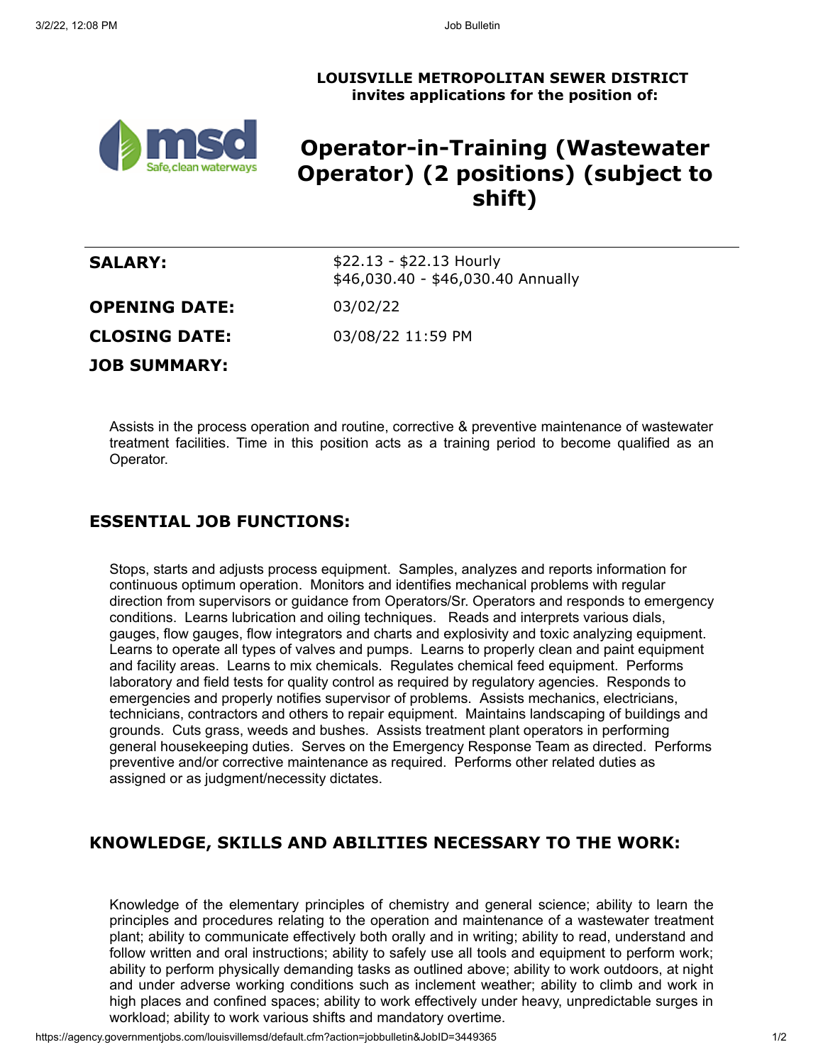**LOUISVILLE METROPOLITAN SEWER DISTRICT**
**invites applications for the position of:**

# Operator-in-Training (Wastewater Operator) (2 positions) (subject to shift)

**SALARY:** $22.13 - $22.13 Hourly
$46,030.40 - $46,030.40 Annually

**OPENING DATE:** 03/02/22

**CLOSING DATE:** 03/08/22 11:59 PM

**JOB SUMMARY:**

Assists in the process operation and routine, corrective & preventive maintenance of wastewater treatment facilities. Time in this position acts as a training period to become qualified as an Operator.

## ESSENTIAL JOB FUNCTIONS:

Stops, starts and adjusts process equipment. Samples, analyzes and reports information for continuous optimum operation. Monitors and identifies mechanical problems with regular direction from supervisors or guidance from Operators/Sr. Operators and responds to emergency conditions. Learns lubrication and oiling techniques. Reads and interprets various dials, gauges, flow gauges, flow integrators and charts and explosivity and toxic analyzing equipment. Learns to operate all types of valves and pumps. Learns to properly clean and paint equipment and facility areas. Learns to mix chemicals. Regulates chemical feed equipment. Performs laboratory and field tests for quality control as required by regulatory agencies. Responds to emergencies and properly notifies supervisor of problems. Assists mechanics, electricians, technicians, contractors and others to repair equipment. Maintains landscaping of buildings and grounds. Cuts grass, weeds and bushes. Assists treatment plant operators in performing general housekeeping duties. Serves on the Emergency Response Team as directed. Performs preventive and/or corrective maintenance as required. Performs other related duties as assigned or as judgment/necessity dictates.

## KNOWLEDGE, SKILLS AND ABILITIES NECESSARY TO THE WORK:

Knowledge of the elementary principles of chemistry and general science; ability to learn the principles and procedures relating to the operation and maintenance of a wastewater treatment plant; ability to communicate effectively both orally and in writing; ability to read, understand and follow written and oral instructions; ability to safely use all tools and equipment to perform work; ability to perform physically demanding tasks as outlined above; ability to work outdoors, at night and under adverse working conditions such as inclement weather; ability to climb and work in high places and confined spaces; ability to work effectively under heavy, unpredictable surges in workload; ability to work various shifts and mandatory overtime.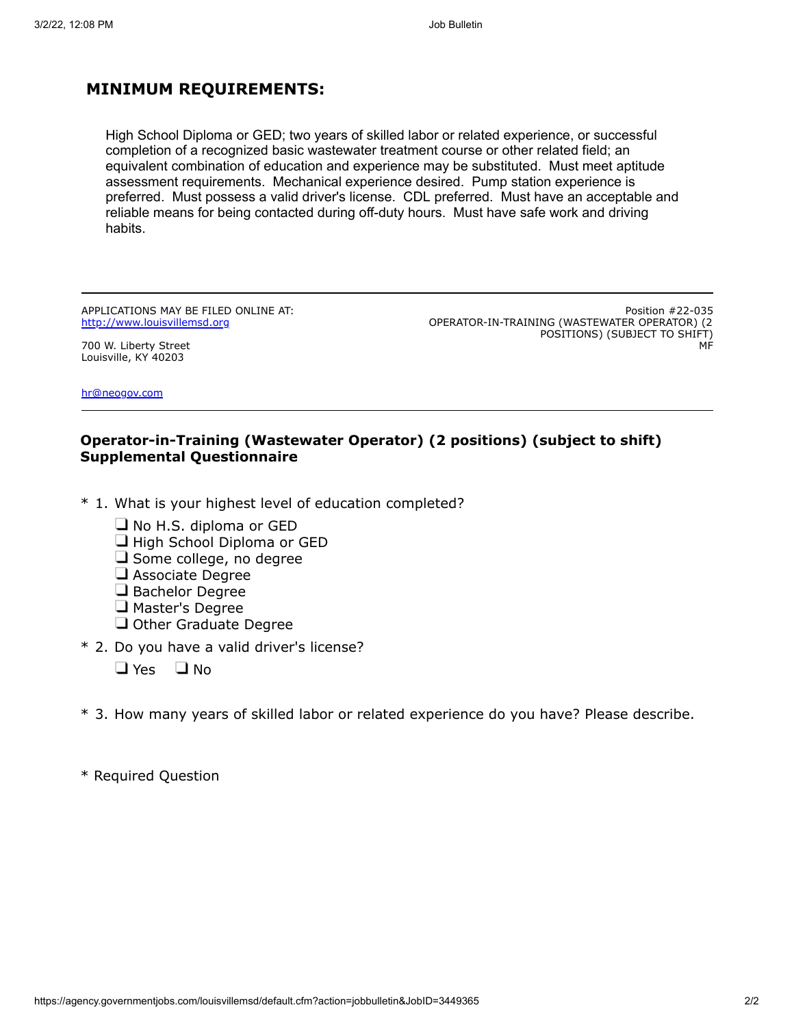## MINIMUM REQUIREMENTS:

High School Diploma or GED; two years of skilled labor or related experience, or successful completion of a recognized basic wastewater treatment course or other related field; an equivalent combination of education and experience may be substituted. Must meet aptitude assessment requirements. Mechanical experience desired. Pump station experience is preferred. Must possess a valid driver's license. CDL preferred. Must have an acceptable and reliable means for being contacted during off-duty hours. Must have safe work and driving habits.

---

APPLICATIONS MAY BE FILED ONLINE AT:
http://www.louisvillemsd.org

700 W. Liberty Street
Louisville, KY 40203

hr@neogov.com

Position #22-035
OPERATOR-IN-TRAINING (WASTEWATER OPERATOR) (2 POSITIONS) (SUBJECT TO SHIFT)
MF

---

### Operator-in-Training (Wastewater Operator) (2 positions) (subject to shift) Supplemental Questionnaire

\* 1. What is your highest level of education completed?

- ❑ No H.S. diploma or GED
- ❑ High School Diploma or GED
- ❑ Some college, no degree
- ❑ Associate Degree
- ❑ Bachelor Degree
- ❑ Master's Degree
- ❑ Other Graduate Degree

\* 2. Do you have a valid driver's license?

❑ Yes ❑ No

\* 3. How many years of skilled labor or related experience do you have? Please describe.

\* Required Question